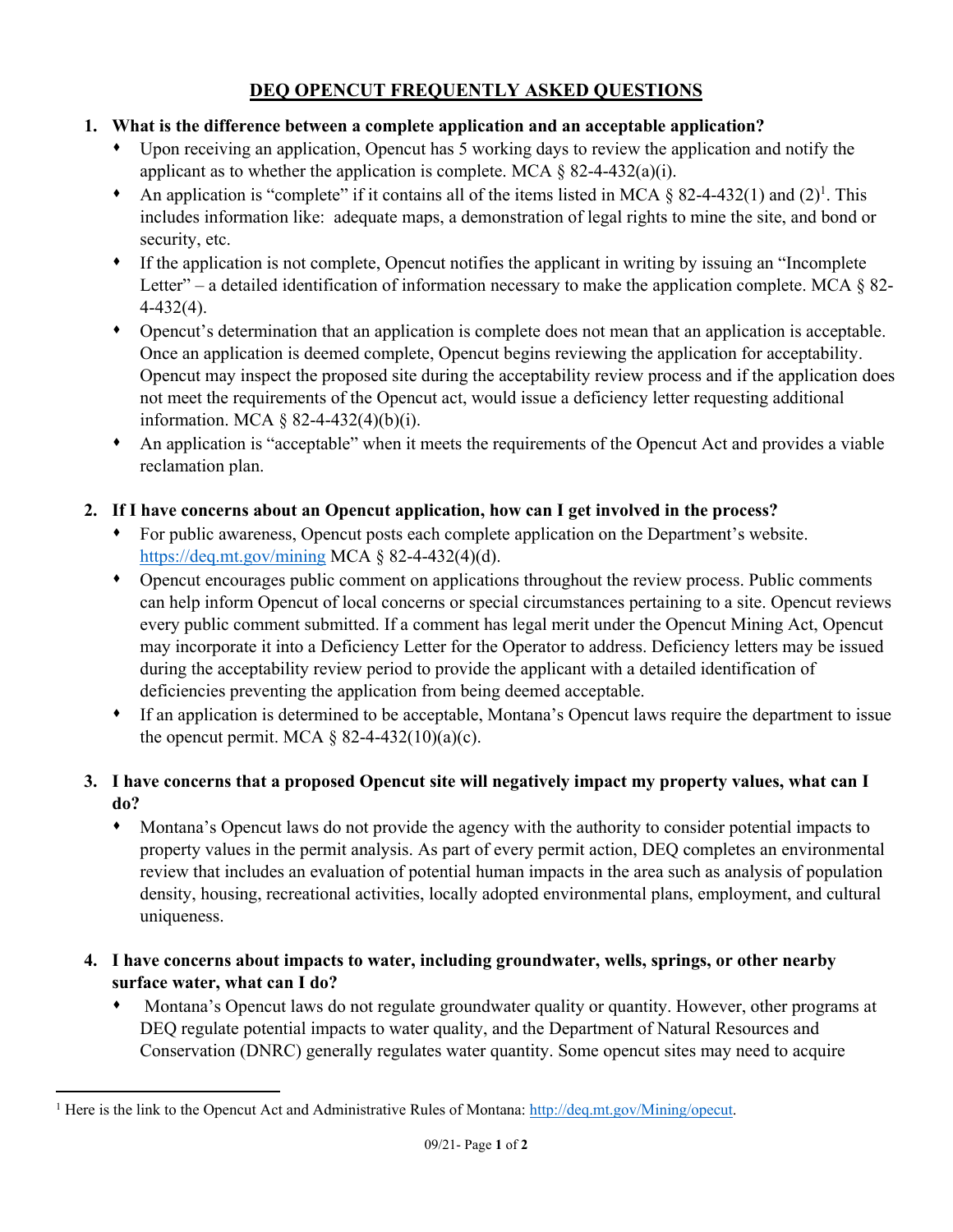# DEQ OPENCUT FREQUENTLY ASKED QUESTIONS

1. **What is the difference between a complete application and an acceptable application?**
   - Upon receiving an application, Opencut has 5 working days to review the application and notify the applicant as to whether the application is complete. MCA § 82-4-432(a)(i).
   - An application is "complete" if it contains all of the items listed in MCA § 82-4-432(1) and (2)[1]. This includes information like: adequate maps, a demonstration of legal rights to mine the site, and bond or security, etc.
   - If the application is not complete, Opencut notifies the applicant in writing by issuing an "Incomplete Letter" – a detailed identification of information necessary to make the application complete. MCA § 82-4-432(4).
   - Opencut's determination that an application is complete does not mean that an application is acceptable. Once an application is deemed complete, Opencut begins reviewing the application for acceptability. Opencut may inspect the proposed site during the acceptability review process and if the application does not meet the requirements of the Opencut act, would issue a deficiency letter requesting additional information. MCA § 82-4-432(4)(b)(i).
   - An application is "acceptable" when it meets the requirements of the Opencut Act and provides a viable reclamation plan.

2. **If I have concerns about an Opencut application, how can I get involved in the process?**
   - For public awareness, Opencut posts each complete application on the Department's website. https://deq.mt.gov/mining MCA § 82-4-432(4)(d).
   - Opencut encourages public comment on applications throughout the review process. Public comments can help inform Opencut of local concerns or special circumstances pertaining to a site. Opencut reviews every public comment submitted. If a comment has legal merit under the Opencut Mining Act, Opencut may incorporate it into a Deficiency Letter for the Operator to address. Deficiency letters may be issued during the acceptability review period to provide the applicant with a detailed identification of deficiencies preventing the application from being deemed acceptable.
   - If an application is determined to be acceptable, Montana's Opencut laws require the department to issue the opencut permit. MCA § 82-4-432(10)(a)(c).

3. **I have concerns that a proposed Opencut site will negatively impact my property values, what can I do?**
   - Montana's Opencut laws do not provide the agency with the authority to consider potential impacts to property values in the permit analysis. As part of every permit action, DEQ completes an environmental review that includes an evaluation of potential human impacts in the area such as analysis of population density, housing, recreational activities, locally adopted environmental plans, employment, and cultural uniqueness.

4. **I have concerns about impacts to water, including groundwater, wells, springs, or other nearby surface water, what can I do?**
   - Montana's Opencut laws do not regulate groundwater quality or quantity. However, other programs at DEQ regulate potential impacts to water quality, and the Department of Natural Resources and Conservation (DNRC) generally regulates water quantity. Some opencut sites may need to acquire

[1] Here is the link to the Opencut Act and Administrative Rules of Montana: http://deq.mt.gov/Mining/opecut.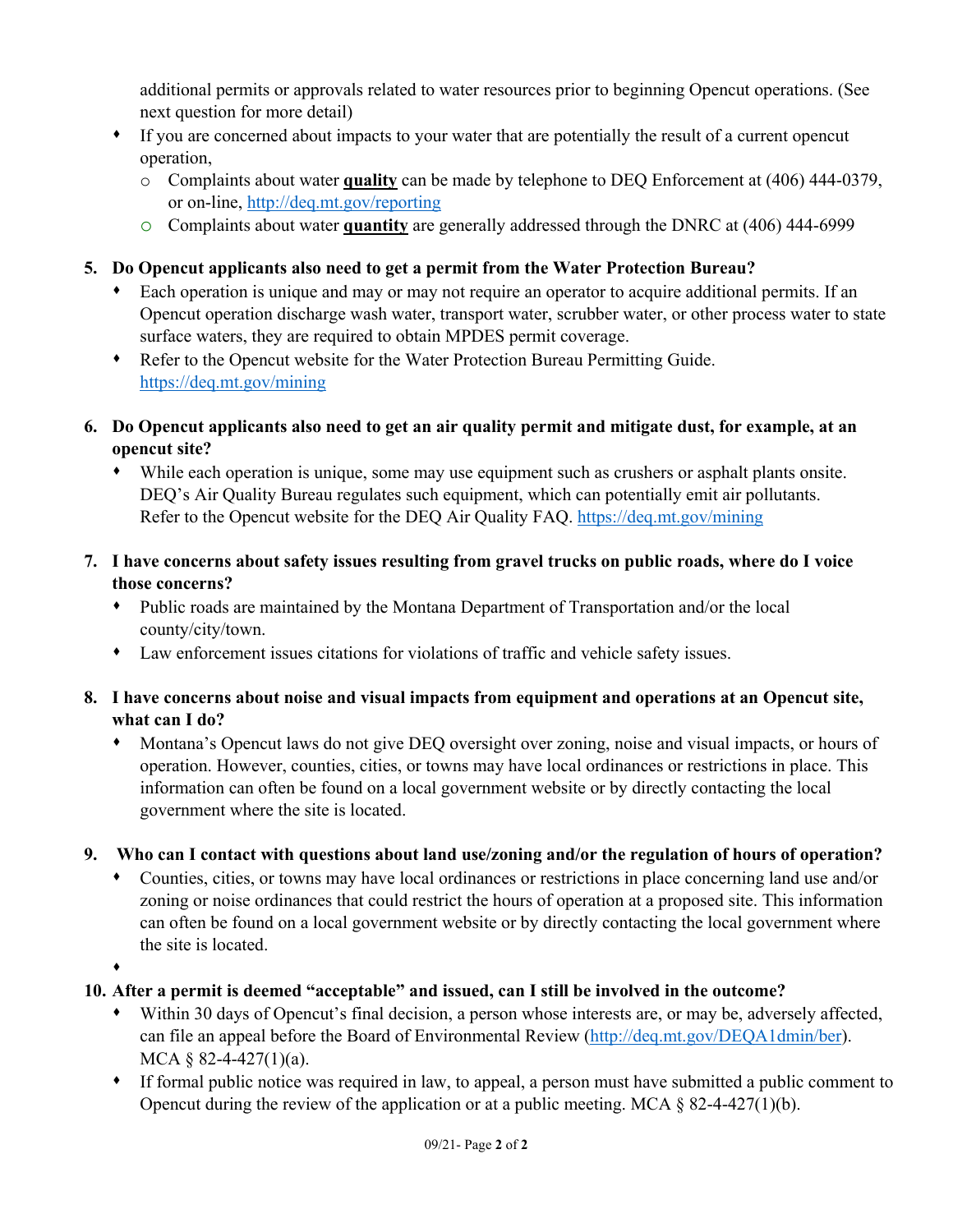additional permits or approvals related to water resources prior to beginning Opencut operations. (See next question for more detail)

- If you are concerned about impacts to your water that are potentially the result of a current opencut operation,
  - Complaints about water **quality** can be made by telephone to DEQ Enforcement at (406) 444-0379, or on-line, http://deq.mt.gov/reporting
  - Complaints about water **quantity** are generally addressed through the DNRC at (406) 444-6999

**5. Do Opencut applicants also need to get a permit from the Water Protection Bureau?**

- Each operation is unique and may or may not require an operator to acquire additional permits. If an Opencut operation discharge wash water, transport water, scrubber water, or other process water to state surface waters, they are required to obtain MPDES permit coverage.
- Refer to the Opencut website for the Water Protection Bureau Permitting Guide. https://deq.mt.gov/mining

**6. Do Opencut applicants also need to get an air quality permit and mitigate dust, for example, at an opencut site?**

- While each operation is unique, some may use equipment such as crushers or asphalt plants onsite. DEQ's Air Quality Bureau regulates such equipment, which can potentially emit air pollutants. Refer to the Opencut website for the DEQ Air Quality FAQ. https://deq.mt.gov/mining

**7. I have concerns about safety issues resulting from gravel trucks on public roads, where do I voice those concerns?**

- Public roads are maintained by the Montana Department of Transportation and/or the local county/city/town.
- Law enforcement issues citations for violations of traffic and vehicle safety issues.

**8. I have concerns about noise and visual impacts from equipment and operations at an Opencut site, what can I do?**

- Montana's Opencut laws do not give DEQ oversight over zoning, noise and visual impacts, or hours of operation. However, counties, cities, or towns may have local ordinances or restrictions in place. This information can often be found on a local government website or by directly contacting the local government where the site is located.

**9. Who can I contact with questions about land use/zoning and/or the regulation of hours of operation?**

- Counties, cities, or towns may have local ordinances or restrictions in place concerning land use and/or zoning or noise ordinances that could restrict the hours of operation at a proposed site. This information can often be found on a local government website or by directly contacting the local government where the site is located.
- 

**10. After a permit is deemed "acceptable" and issued, can I still be involved in the outcome?**

- Within 30 days of Opencut's final decision, a person whose interests are, or may be, adversely affected, can file an appeal before the Board of Environmental Review (http://deq.mt.gov/DEQA1dmin/ber). MCA § 82-4-427(1)(a).
- If formal public notice was required in law, to appeal, a person must have submitted a public comment to Opencut during the review of the application or at a public meeting. MCA § 82-4-427(1)(b).